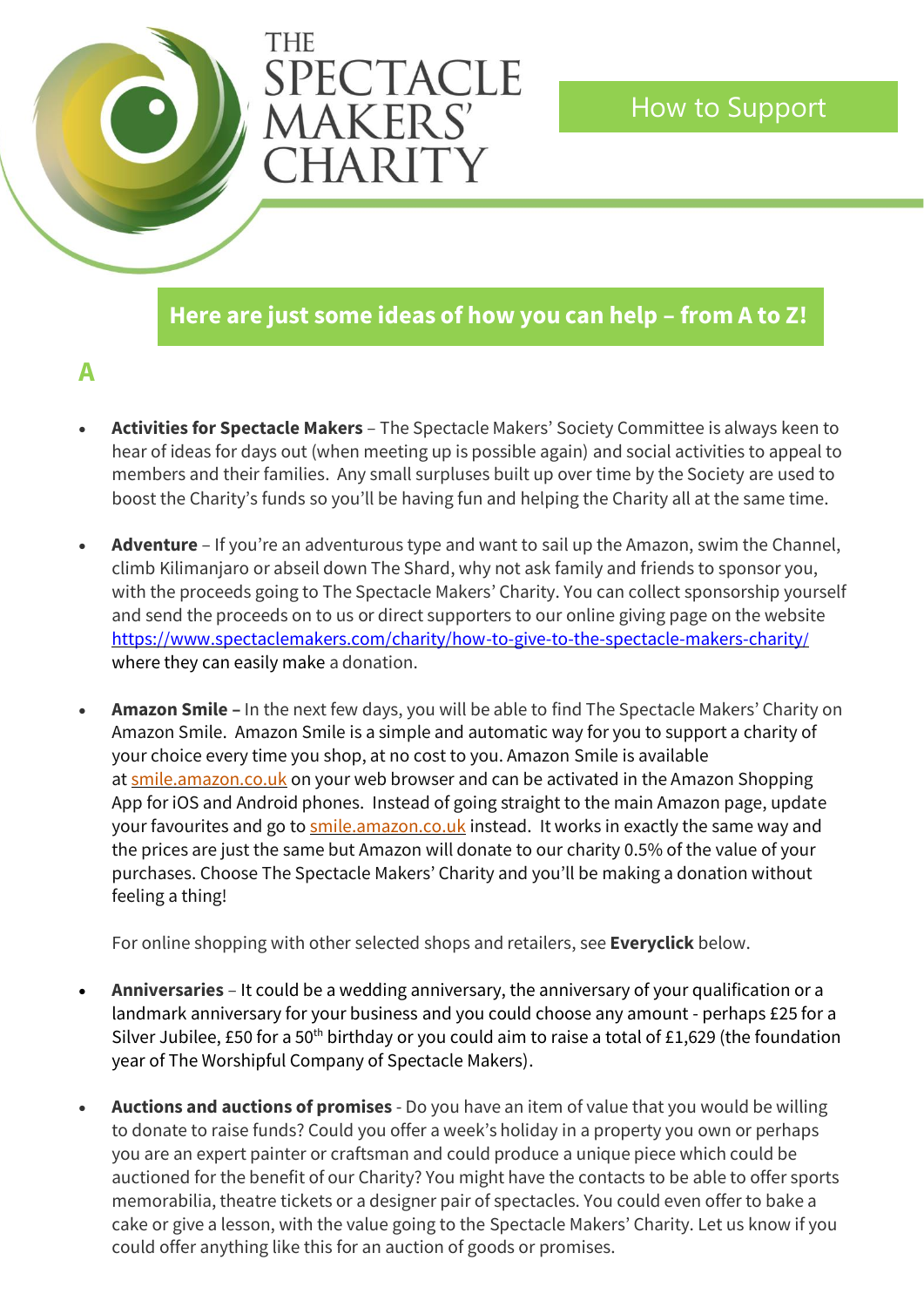# THE SPECTACLE MAKERS' CHARITY

## How to Support

**Here are just some ideas of how you can help – from A to Z!**

## A

- **Activities for Spectacle Makers** – The Spectacle Makers' Society Committee is always keen to hear of ideas for days out (when meeting up is possible again) and social activities to appeal to members and their families. Any small surpluses built up over time by the Society are used to boost the Charity's funds so you'll be having fun and helping the Charity all at the same time.

- **Adventure** – If you're an adventurous type and want to sail up the Amazon, swim the Channel, climb Kilimanjaro or abseil down The Shard, why not ask family and friends to sponsor you, with the proceeds going to The Spectacle Makers' Charity. You can collect sponsorship yourself and send the proceeds on to us or direct supporters to our online giving page on the website https://www.spectaclemakers.com/charity/how-to-give-to-the-spectacle-makers-charity/ where they can easily make a donation.

- **Amazon Smile –** In the next few days, you will be able to find The Spectacle Makers' Charity on Amazon Smile. Amazon Smile is a simple and automatic way for you to support a charity of your choice every time you shop, at no cost to you. Amazon Smile is available at smile.amazon.co.uk on your web browser and can be activated in the Amazon Shopping App for iOS and Android phones. Instead of going straight to the main Amazon page, update your favourites and go to smile.amazon.co.uk instead. It works in exactly the same way and the prices are just the same but Amazon will donate to our charity 0.5% of the value of your purchases. Choose The Spectacle Makers' Charity and you'll be making a donation without feeling a thing!

  For online shopping with other selected shops and retailers, see **Everyclick** below.

- **Anniversaries** – It could be a wedding anniversary, the anniversary of your qualification or a landmark anniversary for your business and you could choose any amount - perhaps £25 for a Silver Jubilee, £50 for a 50th birthday or you could aim to raise a total of £1,629 (the foundation year of The Worshipful Company of Spectacle Makers).

- **Auctions and auctions of promises** - Do you have an item of value that you would be willing to donate to raise funds? Could you offer a week's holiday in a property you own or perhaps you are an expert painter or craftsman and could produce a unique piece which could be auctioned for the benefit of our Charity? You might have the contacts to be able to offer sports memorabilia, theatre tickets or a designer pair of spectacles. You could even offer to bake a cake or give a lesson, with the value going to the Spectacle Makers' Charity. Let us know if you could offer anything like this for an auction of goods or promises.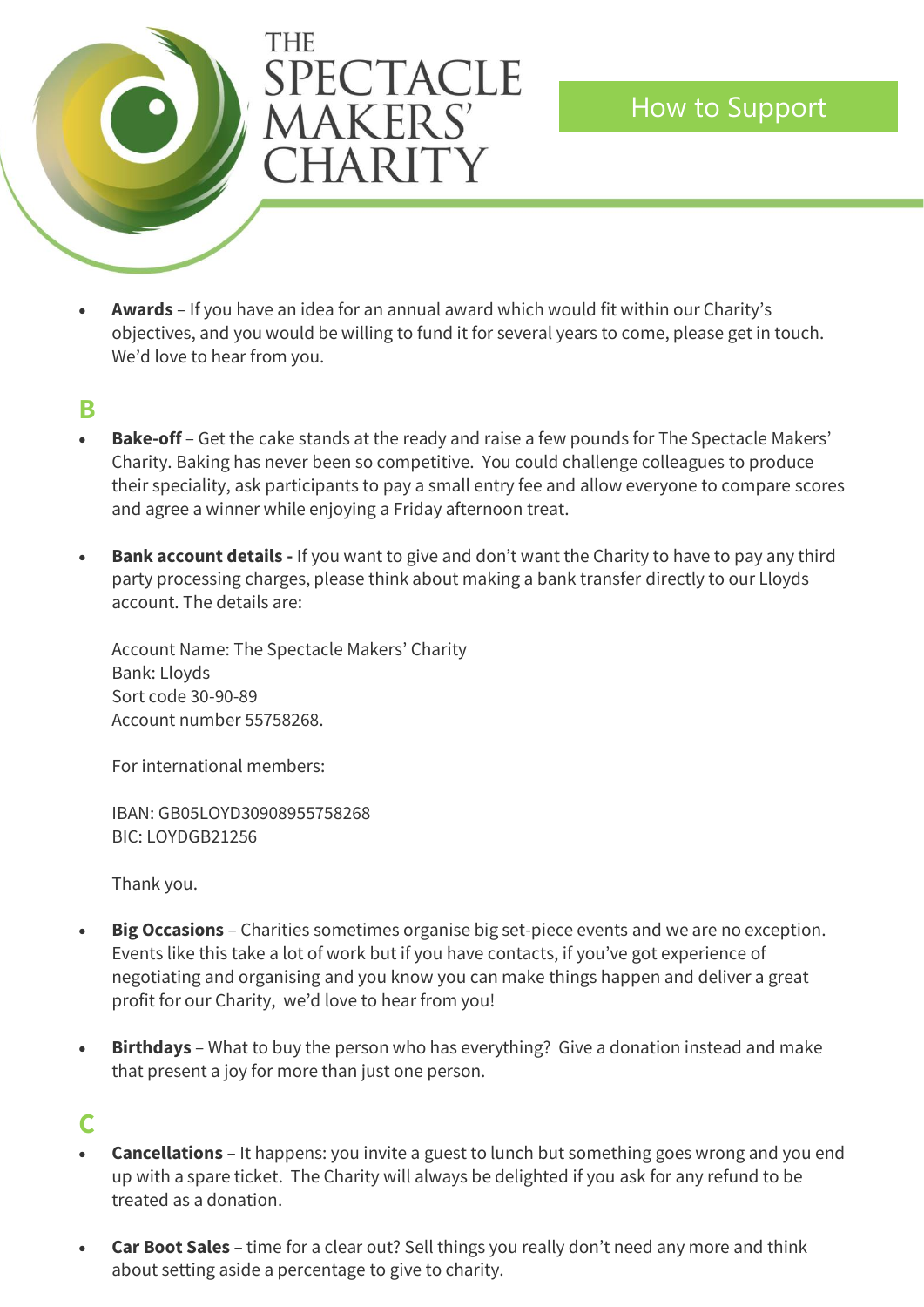- **Awards** – If you have an idea for an annual award which would fit within our Charity's objectives, and you would be willing to fund it for several years to come, please get in touch. We'd love to hear from you.

## B

- **Bake-off** – Get the cake stands at the ready and raise a few pounds for The Spectacle Makers' Charity. Baking has never been so competitive. You could challenge colleagues to produce their speciality, ask participants to pay a small entry fee and allow everyone to compare scores and agree a winner while enjoying a Friday afternoon treat.

- **Bank account details -** If you want to give and don't want the Charity to have to pay any third party processing charges, please think about making a bank transfer directly to our Lloyds account. The details are:

  Account Name: The Spectacle Makers' Charity
  Bank: Lloyds
  Sort code 30-90-89
  Account number 55758268.

  For international members:

  IBAN: GB05LOYD30908955758268
  BIC: LOYDGB21256

  Thank you.

- **Big Occasions** – Charities sometimes organise big set-piece events and we are no exception. Events like this take a lot of work but if you have contacts, if you've got experience of negotiating and organising and you know you can make things happen and deliver a great profit for our Charity, we'd love to hear from you!

- **Birthdays** – What to buy the person who has everything? Give a donation instead and make that present a joy for more than just one person.

## C

- **Cancellations** – It happens: you invite a guest to lunch but something goes wrong and you end up with a spare ticket. The Charity will always be delighted if you ask for any refund to be treated as a donation.

- **Car Boot Sales** – time for a clear out? Sell things you really don't need any more and think about setting aside a percentage to give to charity.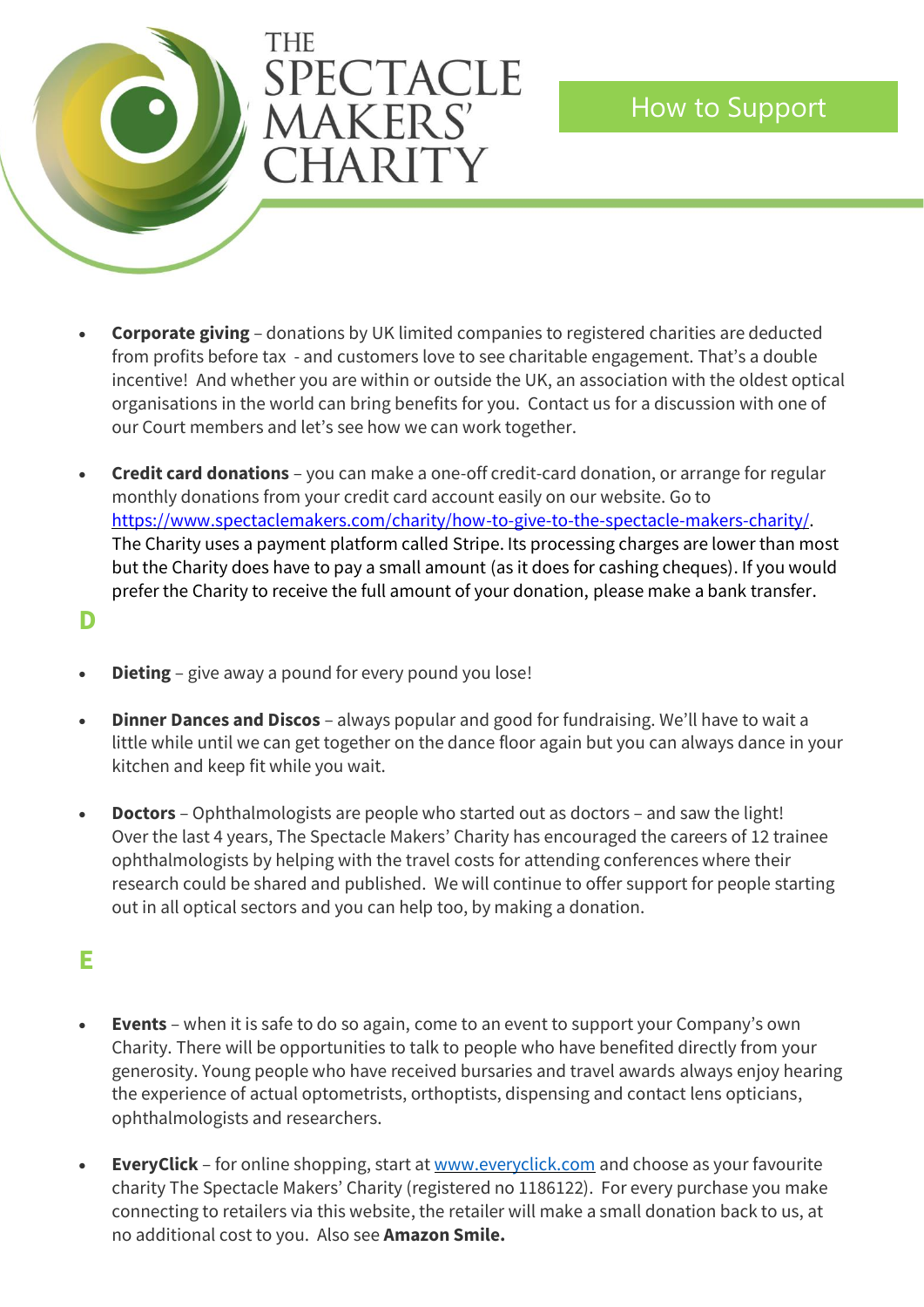- **Corporate giving** – donations by UK limited companies to registered charities are deducted from profits before tax - and customers love to see charitable engagement. That's a double incentive! And whether you are within or outside the UK, an association with the oldest optical organisations in the world can bring benefits for you. Contact us for a discussion with one of our Court members and let's see how we can work together.

- **Credit card donations** – you can make a one-off credit-card donation, or arrange for regular monthly donations from your credit card account easily on our website. Go to [https://www.spectaclemakers.com/charity/how-to-give-to-the-spectacle-makers-charity/](https://www.spectaclemakers.com/charity/how-to-give-to-the-spectacle-makers-charity/). The Charity uses a payment platform called Stripe. Its processing charges are lower than most but the Charity does have to pay a small amount (as it does for cashing cheques). If you would prefer the Charity to receive the full amount of your donation, please make a bank transfer.

## D

- **Dieting** – give away a pound for every pound you lose!

- **Dinner Dances and Discos** – always popular and good for fundraising. We'll have to wait a little while until we can get together on the dance floor again but you can always dance in your kitchen and keep fit while you wait.

- **Doctors** – Ophthalmologists are people who started out as doctors – and saw the light! Over the last 4 years, The Spectacle Makers' Charity has encouraged the careers of 12 trainee ophthalmologists by helping with the travel costs for attending conferences where their research could be shared and published. We will continue to offer support for people starting out in all optical sectors and you can help too, by making a donation.

## E

- **Events** – when it is safe to do so again, come to an event to support your Company's own Charity. There will be opportunities to talk to people who have benefited directly from your generosity. Young people who have received bursaries and travel awards always enjoy hearing the experience of actual optometrists, orthoptists, dispensing and contact lens opticians, ophthalmologists and researchers.

- **EveryClick** – for online shopping, start at [www.everyclick.com](www.everyclick.com) and choose as your favourite charity The Spectacle Makers' Charity (registered no 1186122). For every purchase you make connecting to retailers via this website, the retailer will make a small donation back to us, at no additional cost to you. Also see **Amazon Smile.**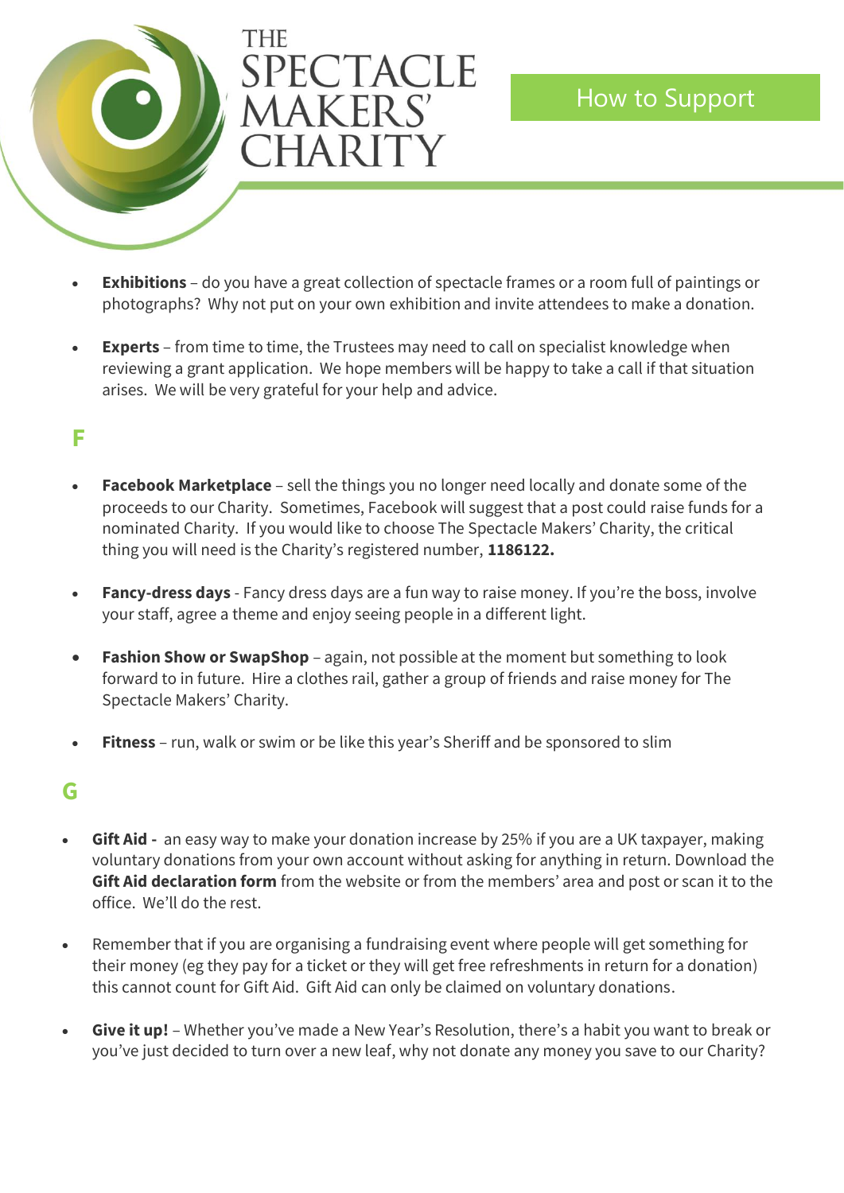- **Exhibitions** – do you have a great collection of spectacle frames or a room full of paintings or photographs? Why not put on your own exhibition and invite attendees to make a donation.

- **Experts** – from time to time, the Trustees may need to call on specialist knowledge when reviewing a grant application. We hope members will be happy to take a call if that situation arises. We will be very grateful for your help and advice.

## F

- **Facebook Marketplace** – sell the things you no longer need locally and donate some of the proceeds to our Charity. Sometimes, Facebook will suggest that a post could raise funds for a nominated Charity. If you would like to choose The Spectacle Makers' Charity, the critical thing you will need is the Charity's registered number, **1186122.**

- **Fancy-dress days** - Fancy dress days are a fun way to raise money. If you're the boss, involve your staff, agree a theme and enjoy seeing people in a different light.

- **Fashion Show or SwapShop** – again, not possible at the moment but something to look forward to in future. Hire a clothes rail, gather a group of friends and raise money for The Spectacle Makers' Charity.

- **Fitness** – run, walk or swim or be like this year's Sheriff and be sponsored to slim

## G

- **Gift Aid -** an easy way to make your donation increase by 25% if you are a UK taxpayer, making voluntary donations from your own account without asking for anything in return. Download the **Gift Aid declaration form** from the website or from the members' area and post or scan it to the office. We'll do the rest.

- Remember that if you are organising a fundraising event where people will get something for their money (eg they pay for a ticket or they will get free refreshments in return for a donation) this cannot count for Gift Aid. Gift Aid can only be claimed on voluntary donations.

- **Give it up!** – Whether you've made a New Year's Resolution, there's a habit you want to break or you've just decided to turn over a new leaf, why not donate any money you save to our Charity?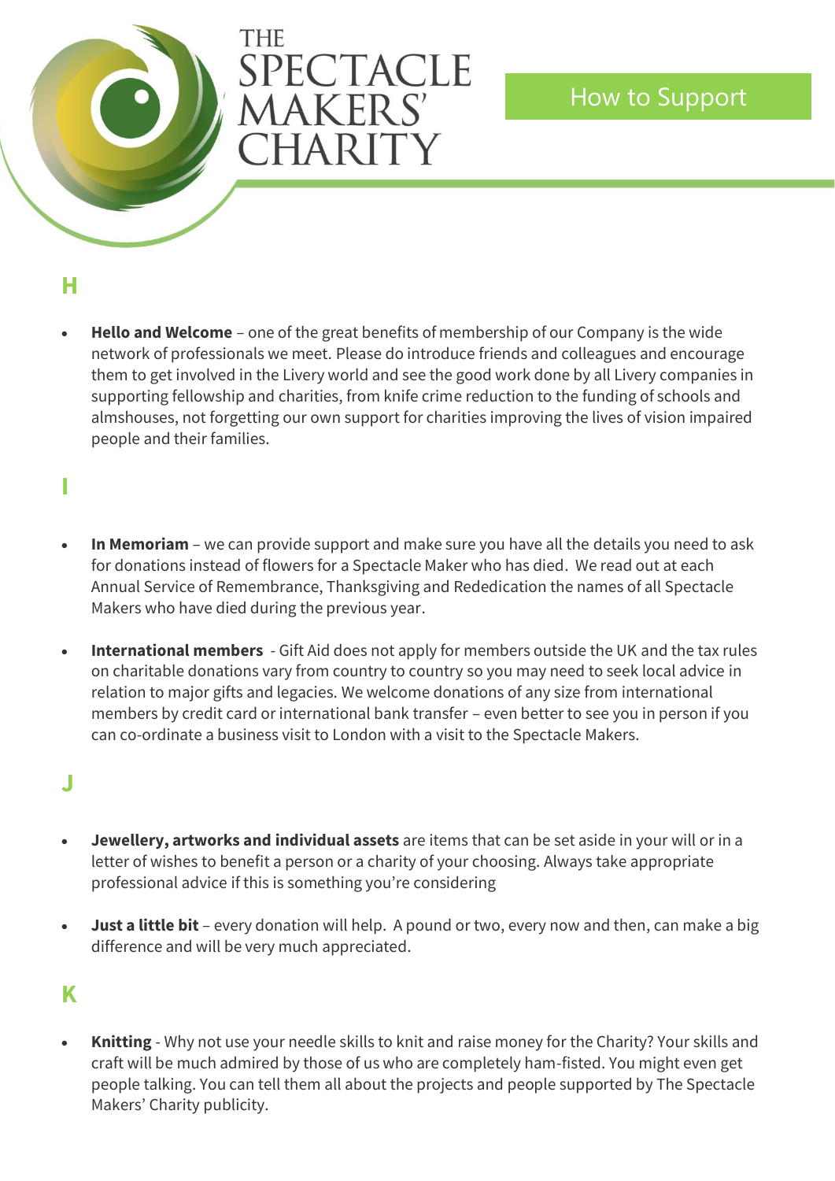# THE SPECTACLE MAKERS' CHARITY

## How to Support

## H

- **Hello and Welcome** – one of the great benefits of membership of our Company is the wide network of professionals we meet. Please do introduce friends and colleagues and encourage them to get involved in the Livery world and see the good work done by all Livery companies in supporting fellowship and charities, from knife crime reduction to the funding of schools and almshouses, not forgetting our own support for charities improving the lives of vision impaired people and their families.

## I

- **In Memoriam** – we can provide support and make sure you have all the details you need to ask for donations instead of flowers for a Spectacle Maker who has died. We read out at each Annual Service of Remembrance, Thanksgiving and Rededication the names of all Spectacle Makers who have died during the previous year.

- **International members** - Gift Aid does not apply for members outside the UK and the tax rules on charitable donations vary from country to country so you may need to seek local advice in relation to major gifts and legacies. We welcome donations of any size from international members by credit card or international bank transfer – even better to see you in person if you can co-ordinate a business visit to London with a visit to the Spectacle Makers.

## J

- **Jewellery, artworks and individual assets** are items that can be set aside in your will or in a letter of wishes to benefit a person or a charity of your choosing. Always take appropriate professional advice if this is something you're considering

- **Just a little bit** – every donation will help. A pound or two, every now and then, can make a big difference and will be very much appreciated.

## K

- **Knitting** - Why not use your needle skills to knit and raise money for the Charity? Your skills and craft will be much admired by those of us who are completely ham-fisted. You might even get people talking. You can tell them all about the projects and people supported by The Spectacle Makers' Charity publicity.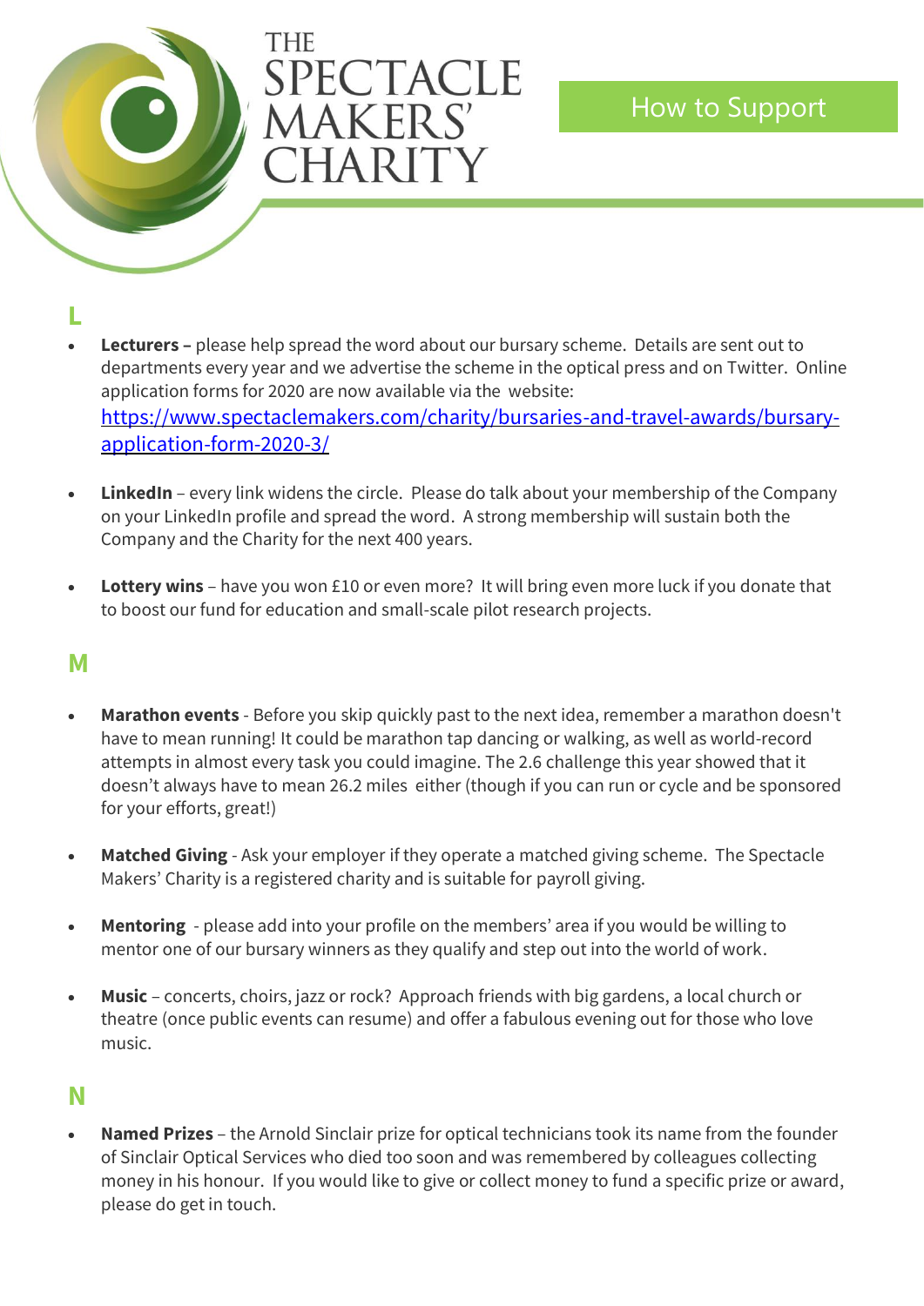# THE SPECTACLE MAKERS' CHARITY

## How to Support

## L

- **Lecturers –** please help spread the word about our bursary scheme. Details are sent out to departments every year and we advertise the scheme in the optical press and on Twitter. Online application forms for 2020 are now available via the website: [https://www.spectaclemakers.com/charity/bursaries-and-travel-awards/bursary-application-form-2020-3/](https://www.spectaclemakers.com/charity/bursaries-and-travel-awards/bursary-application-form-2020-3/)

- **LinkedIn** – every link widens the circle. Please do talk about your membership of the Company on your LinkedIn profile and spread the word. A strong membership will sustain both the Company and the Charity for the next 400 years.

- **Lottery wins** – have you won £10 or even more? It will bring even more luck if you donate that to boost our fund for education and small-scale pilot research projects.

## M

- **Marathon events** - Before you skip quickly past to the next idea, remember a marathon doesn't have to mean running! It could be marathon tap dancing or walking, as well as world-record attempts in almost every task you could imagine. The 2.6 challenge this year showed that it doesn't always have to mean 26.2 miles either (though if you can run or cycle and be sponsored for your efforts, great!)

- **Matched Giving** - Ask your employer if they operate a matched giving scheme. The Spectacle Makers' Charity is a registered charity and is suitable for payroll giving.

- **Mentoring** - please add into your profile on the members' area if you would be willing to mentor one of our bursary winners as they qualify and step out into the world of work.

- **Music** – concerts, choirs, jazz or rock? Approach friends with big gardens, a local church or theatre (once public events can resume) and offer a fabulous evening out for those who love music.

## N

- **Named Prizes** – the Arnold Sinclair prize for optical technicians took its name from the founder of Sinclair Optical Services who died too soon and was remembered by colleagues collecting money in his honour. If you would like to give or collect money to fund a specific prize or award, please do get in touch.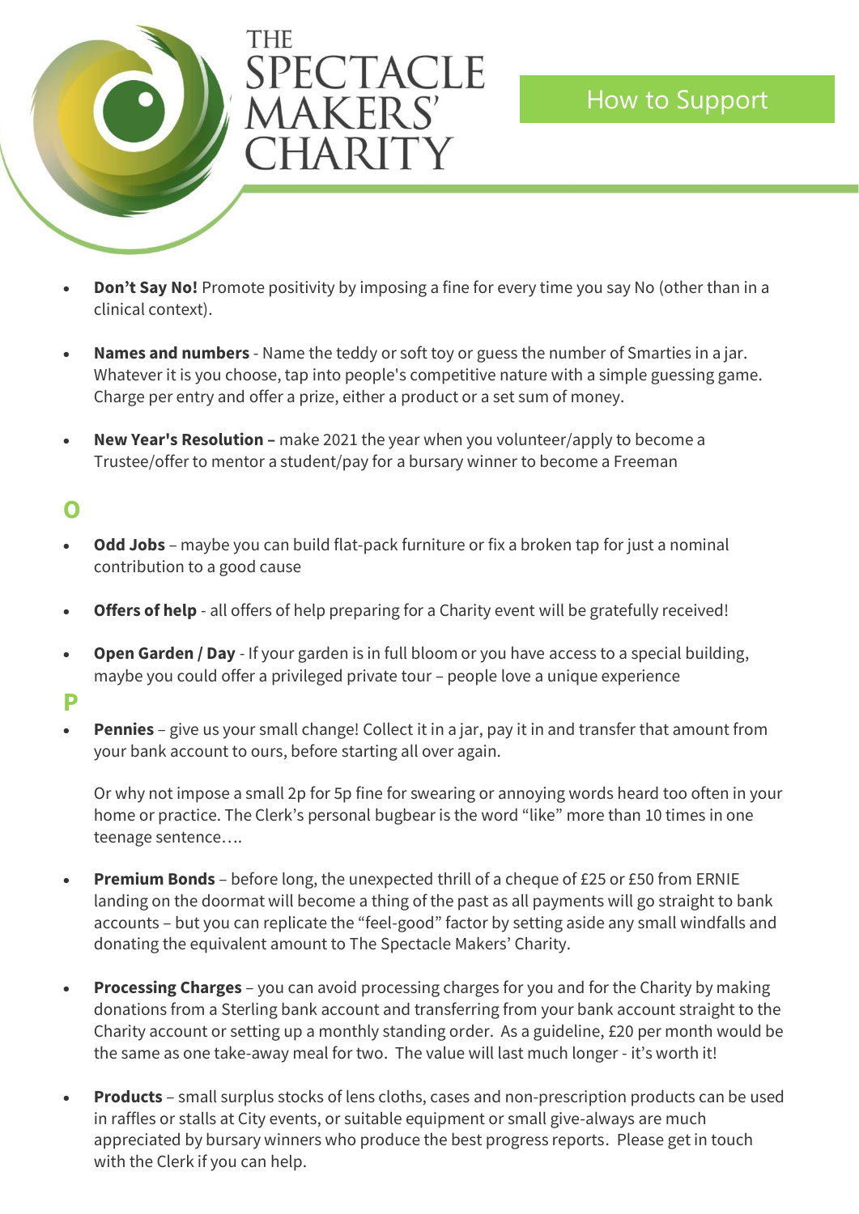- **Don't Say No!** Promote positivity by imposing a fine for every time you say No (other than in a clinical context).

- **Names and numbers** - Name the teddy or soft toy or guess the number of Smarties in a jar. Whatever it is you choose, tap into people's competitive nature with a simple guessing game. Charge per entry and offer a prize, either a product or a set sum of money.

- **New Year's Resolution –** make 2021 the year when you volunteer/apply to become a Trustee/offer to mentor a student/pay for a bursary winner to become a Freeman

## O

- **Odd Jobs** – maybe you can build flat-pack furniture or fix a broken tap for just a nominal contribution to a good cause

- **Offers of help** - all offers of help preparing for a Charity event will be gratefully received!

- **Open Garden / Day** - If your garden is in full bloom or you have access to a special building, maybe you could offer a privileged private tour – people love a unique experience

## P

- **Pennies** – give us your small change! Collect it in a jar, pay it in and transfer that amount from your bank account to ours, before starting all over again.

  Or why not impose a small 2p for 5p fine for swearing or annoying words heard too often in your home or practice. The Clerk's personal bugbear is the word "like" more than 10 times in one teenage sentence….

- **Premium Bonds** – before long, the unexpected thrill of a cheque of £25 or £50 from ERNIE landing on the doormat will become a thing of the past as all payments will go straight to bank accounts – but you can replicate the "feel-good" factor by setting aside any small windfalls and donating the equivalent amount to The Spectacle Makers' Charity.

- **Processing Charges** – you can avoid processing charges for you and for the Charity by making donations from a Sterling bank account and transferring from your bank account straight to the Charity account or setting up a monthly standing order. As a guideline, £20 per month would be the same as one take-away meal for two. The value will last much longer - it's worth it!

- **Products** – small surplus stocks of lens cloths, cases and non-prescription products can be used in raffles or stalls at City events, or suitable equipment or small give-always are much appreciated by bursary winners who produce the best progress reports. Please get in touch with the Clerk if you can help.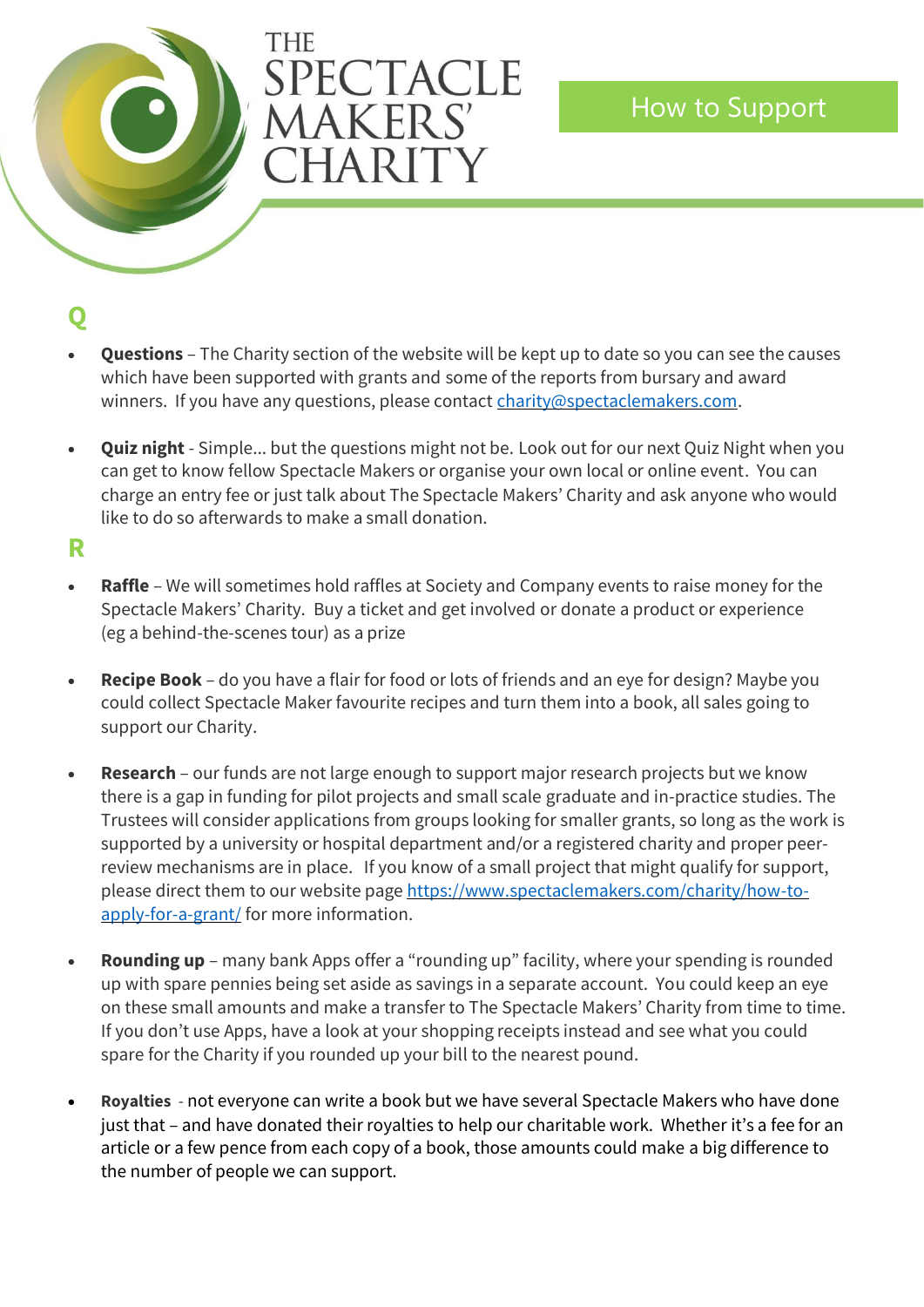## Q

- **Questions** – The Charity section of the website will be kept up to date so you can see the causes which have been supported with grants and some of the reports from bursary and award winners. If you have any questions, please contact charity@spectaclemakers.com.

- **Quiz night** - Simple... but the questions might not be. Look out for our next Quiz Night when you can get to know fellow Spectacle Makers or organise your own local or online event. You can charge an entry fee or just talk about The Spectacle Makers' Charity and ask anyone who would like to do so afterwards to make a small donation.

## R

- **Raffle** – We will sometimes hold raffles at Society and Company events to raise money for the Spectacle Makers' Charity. Buy a ticket and get involved or donate a product or experience (eg a behind-the-scenes tour) as a prize

- **Recipe Book** – do you have a flair for food or lots of friends and an eye for design? Maybe you could collect Spectacle Maker favourite recipes and turn them into a book, all sales going to support our Charity.

- **Research** – our funds are not large enough to support major research projects but we know there is a gap in funding for pilot projects and small scale graduate and in-practice studies. The Trustees will consider applications from groups looking for smaller grants, so long as the work is supported by a university or hospital department and/or a registered charity and proper peer-review mechanisms are in place. If you know of a small project that might qualify for support, please direct them to our website page https://www.spectaclemakers.com/charity/how-to-apply-for-a-grant/ for more information.

- **Rounding up** – many bank Apps offer a "rounding up" facility, where your spending is rounded up with spare pennies being set aside as savings in a separate account. You could keep an eye on these small amounts and make a transfer to The Spectacle Makers' Charity from time to time. If you don't use Apps, have a look at your shopping receipts instead and see what you could spare for the Charity if you rounded up your bill to the nearest pound.

- **Royalties** - not everyone can write a book but we have several Spectacle Makers who have done just that – and have donated their royalties to help our charitable work. Whether it's a fee for an article or a few pence from each copy of a book, those amounts could make a big difference to the number of people we can support.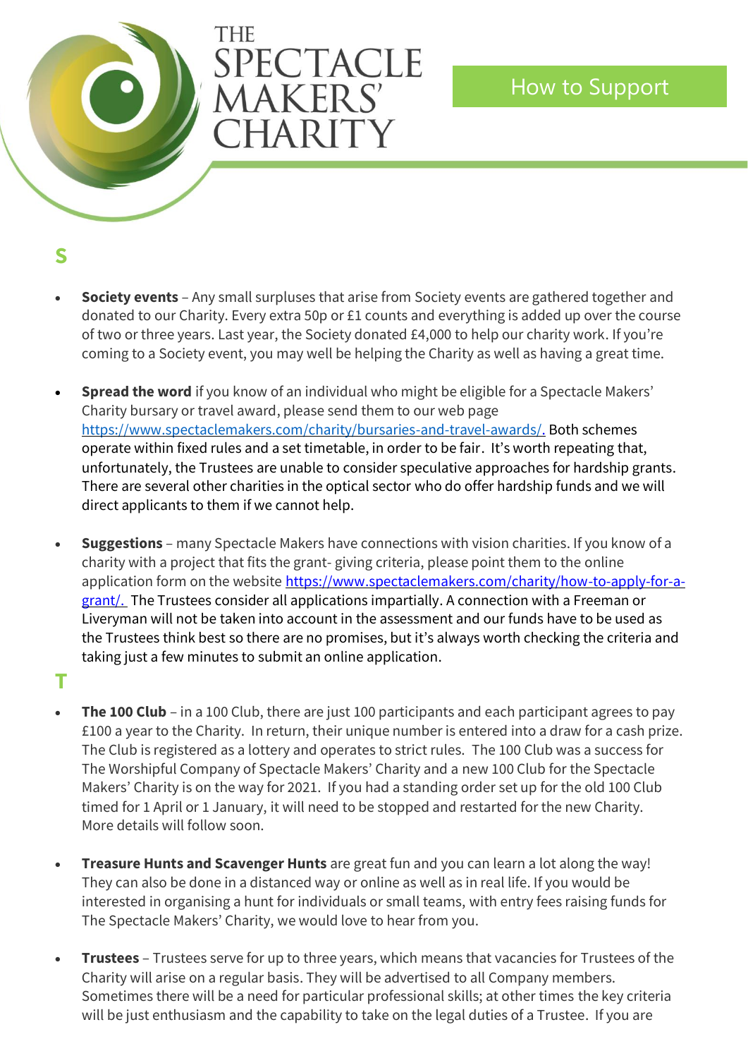# THE SPECTACLE MAKERS' CHARITY

## How to Support

## S

- **Society events** – Any small surpluses that arise from Society events are gathered together and donated to our Charity. Every extra 50p or £1 counts and everything is added up over the course of two or three years. Last year, the Society donated £4,000 to help our charity work. If you're coming to a Society event, you may well be helping the Charity as well as having a great time.

- **Spread the word** if you know of an individual who might be eligible for a Spectacle Makers' Charity bursary or travel award, please send them to our web page https://www.spectaclemakers.com/charity/bursaries-and-travel-awards/. Both schemes operate within fixed rules and a set timetable, in order to be fair. It's worth repeating that, unfortunately, the Trustees are unable to consider speculative approaches for hardship grants. There are several other charities in the optical sector who do offer hardship funds and we will direct applicants to them if we cannot help.

- **Suggestions** – many Spectacle Makers have connections with vision charities. If you know of a charity with a project that fits the grant- giving criteria, please point them to the online application form on the website https://www.spectaclemakers.com/charity/how-to-apply-for-a-grant/. The Trustees consider all applications impartially. A connection with a Freeman or Liveryman will not be taken into account in the assessment and our funds have to be used as the Trustees think best so there are no promises, but it's always worth checking the criteria and taking just a few minutes to submit an online application.

## T

- **The 100 Club** – in a 100 Club, there are just 100 participants and each participant agrees to pay £100 a year to the Charity. In return, their unique number is entered into a draw for a cash prize. The Club is registered as a lottery and operates to strict rules. The 100 Club was a success for The Worshipful Company of Spectacle Makers' Charity and a new 100 Club for the Spectacle Makers' Charity is on the way for 2021. If you had a standing order set up for the old 100 Club timed for 1 April or 1 January, it will need to be stopped and restarted for the new Charity. More details will follow soon.

- **Treasure Hunts and Scavenger Hunts** are great fun and you can learn a lot along the way! They can also be done in a distanced way or online as well as in real life. If you would be interested in organising a hunt for individuals or small teams, with entry fees raising funds for The Spectacle Makers' Charity, we would love to hear from you.

- **Trustees** – Trustees serve for up to three years, which means that vacancies for Trustees of the Charity will arise on a regular basis. They will be advertised to all Company members. Sometimes there will be a need for particular professional skills; at other times the key criteria will be just enthusiasm and the capability to take on the legal duties of a Trustee. If you are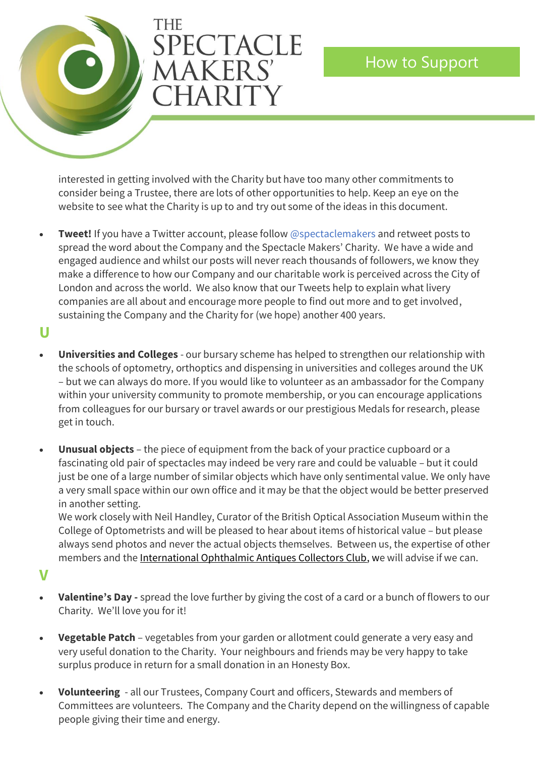interested in getting involved with the Charity but have too many other commitments to consider being a Trustee, there are lots of other opportunities to help. Keep an eye on the website to see what the Charity is up to and try out some of the ideas in this document.

- **Tweet!** If you have a Twitter account, please follow @spectaclemakers and retweet posts to spread the word about the Company and the Spectacle Makers' Charity. We have a wide and engaged audience and whilst our posts will never reach thousands of followers, we know they make a difference to how our Company and our charitable work is perceived across the City of London and across the world. We also know that our Tweets help to explain what livery companies are all about and encourage more people to find out more and to get involved, sustaining the Company and the Charity for (we hope) another 400 years.

## U

- **Universities and Colleges** - our bursary scheme has helped to strengthen our relationship with the schools of optometry, orthoptics and dispensing in universities and colleges around the UK – but we can always do more. If you would like to volunteer as an ambassador for the Company within your university community to promote membership, or you can encourage applications from colleagues for our bursary or travel awards or our prestigious Medals for research, please get in touch.

- **Unusual objects** – the piece of equipment from the back of your practice cupboard or a fascinating old pair of spectacles may indeed be very rare and could be valuable – but it could just be one of a large number of similar objects which have only sentimental value. We only have a very small space within our own office and it may be that the object would be better preserved in another setting.
  We work closely with Neil Handley, Curator of the British Optical Association Museum within the College of Optometrists and will be pleased to hear about items of historical value – but please always send photos and never the actual objects themselves. Between us, the expertise of other members and the International Ophthalmic Antiques Collectors Club, we will advise if we can.

## V

- **Valentine's Day -** spread the love further by giving the cost of a card or a bunch of flowers to our Charity. We'll love you for it!

- **Vegetable Patch** – vegetables from your garden or allotment could generate a very easy and very useful donation to the Charity. Your neighbours and friends may be very happy to take surplus produce in return for a small donation in an Honesty Box.

- **Volunteering** - all our Trustees, Company Court and officers, Stewards and members of Committees are volunteers. The Company and the Charity depend on the willingness of capable people giving their time and energy.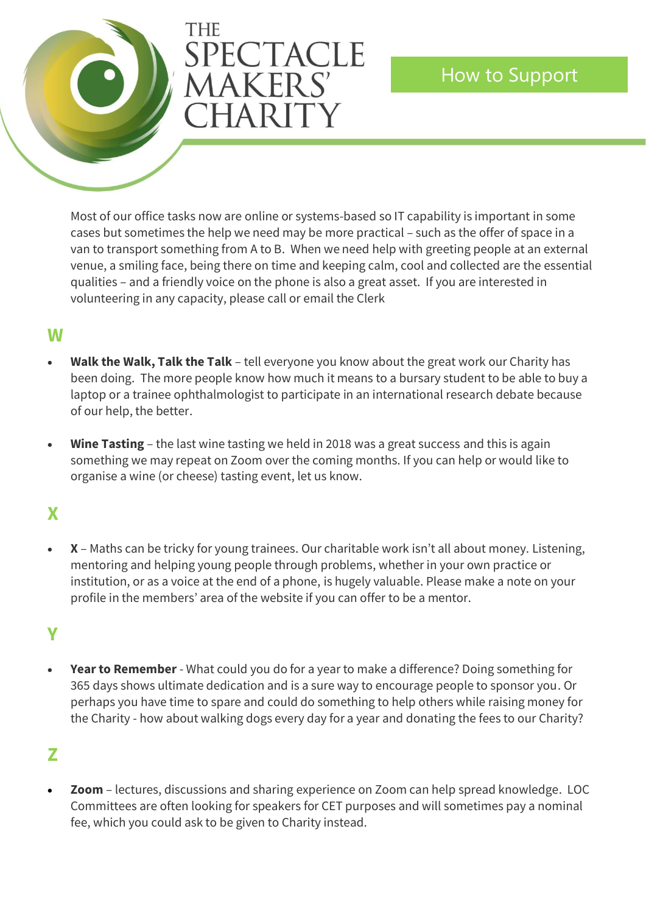# THE SPECTACLE MAKERS' CHARITY

## How to Support

Most of our office tasks now are online or systems-based so IT capability is important in some cases but sometimes the help we need may be more practical – such as the offer of space in a van to transport something from A to B. When we need help with greeting people at an external venue, a smiling face, being there on time and keeping calm, cool and collected are the essential qualities – and a friendly voice on the phone is also a great asset. If you are interested in volunteering in any capacity, please call or email the Clerk

## W

- **Walk the Walk, Talk the Talk** – tell everyone you know about the great work our Charity has been doing. The more people know how much it means to a bursary student to be able to buy a laptop or a trainee ophthalmologist to participate in an international research debate because of our help, the better.

- **Wine Tasting** – the last wine tasting we held in 2018 was a great success and this is again something we may repeat on Zoom over the coming months. If you can help or would like to organise a wine (or cheese) tasting event, let us know.

## X

- **X** – Maths can be tricky for young trainees. Our charitable work isn't all about money. Listening, mentoring and helping young people through problems, whether in your own practice or institution, or as a voice at the end of a phone, is hugely valuable. Please make a note on your profile in the members' area of the website if you can offer to be a mentor.

## Y

- **Year to Remember** - What could you do for a year to make a difference? Doing something for 365 days shows ultimate dedication and is a sure way to encourage people to sponsor you. Or perhaps you have time to spare and could do something to help others while raising money for the Charity - how about walking dogs every day for a year and donating the fees to our Charity?

## Z

- **Zoom** – lectures, discussions and sharing experience on Zoom can help spread knowledge. LOC Committees are often looking for speakers for CET purposes and will sometimes pay a nominal fee, which you could ask to be given to Charity instead.